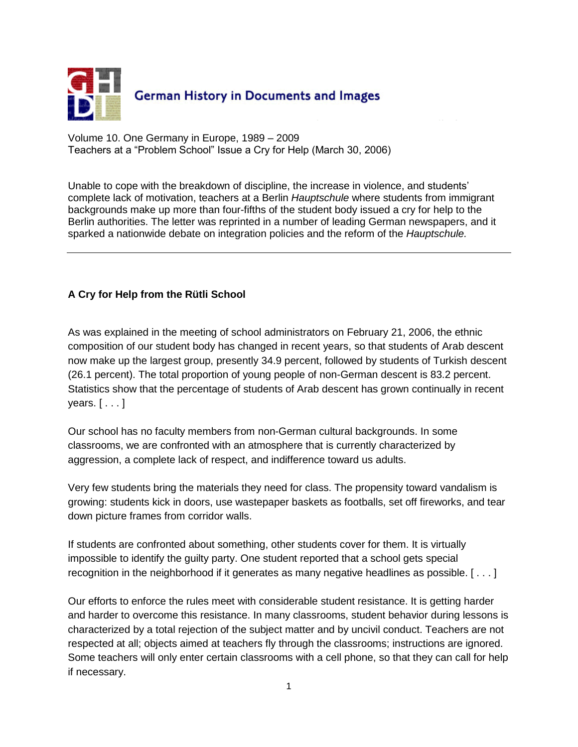German History in Documents and Images

Volume 10. One Germany in Europe, 1989 – 2009
Teachers at a "Problem School" Issue a Cry for Help (March 30, 2006)

Unable to cope with the breakdown of discipline, the increase in violence, and students' complete lack of motivation, teachers at a Berlin *Hauptschule* where students from immigrant backgrounds make up more than four-fifths of the student body issued a cry for help to the Berlin authorities. The letter was reprinted in a number of leading German newspapers, and it sparked a nationwide debate on integration policies and the reform of the *Hauptschule.*

---

**A Cry for Help from the Rütli School**

As was explained in the meeting of school administrators on February 21, 2006, the ethnic composition of our student body has changed in recent years, so that students of Arab descent now make up the largest group, presently 34.9 percent, followed by students of Turkish descent (26.1 percent). The total proportion of young people of non-German descent is 83.2 percent. Statistics show that the percentage of students of Arab descent has grown continually in recent years. [ . . . ]

Our school has no faculty members from non-German cultural backgrounds. In some classrooms, we are confronted with an atmosphere that is currently characterized by aggression, a complete lack of respect, and indifference toward us adults.

Very few students bring the materials they need for class. The propensity toward vandalism is growing: students kick in doors, use wastepaper baskets as footballs, set off fireworks, and tear down picture frames from corridor walls.

If students are confronted about something, other students cover for them. It is virtually impossible to identify the guilty party. One student reported that a school gets special recognition in the neighborhood if it generates as many negative headlines as possible. [ . . . ]

Our efforts to enforce the rules meet with considerable student resistance. It is getting harder and harder to overcome this resistance. In many classrooms, student behavior during lessons is characterized by a total rejection of the subject matter and by uncivil conduct. Teachers are not respected at all; objects aimed at teachers fly through the classrooms; instructions are ignored. Some teachers will only enter certain classrooms with a cell phone, so that they can call for help if necessary.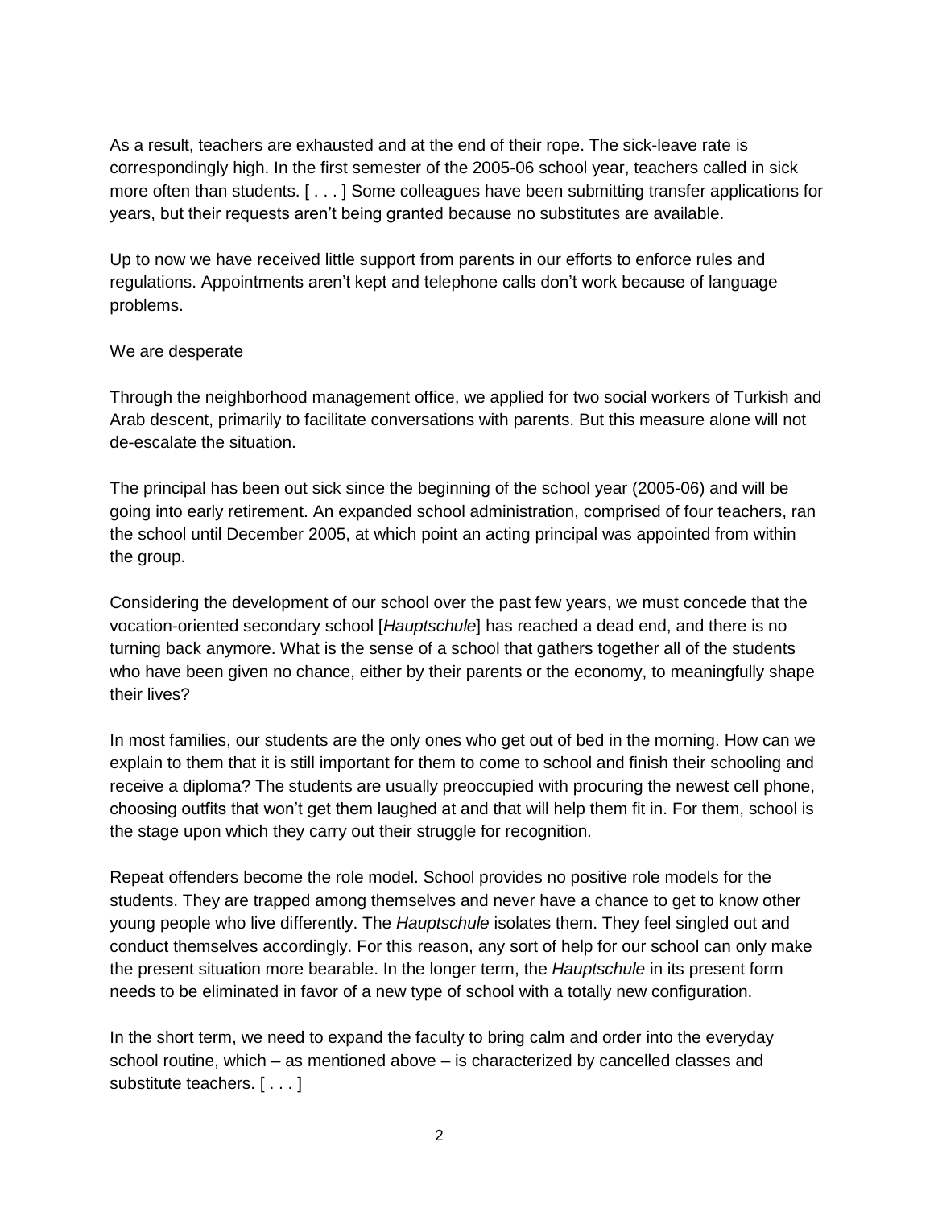As a result, teachers are exhausted and at the end of their rope. The sick-leave rate is correspondingly high. In the first semester of the 2005-06 school year, teachers called in sick more often than students. [ . . . ] Some colleagues have been submitting transfer applications for years, but their requests aren't being granted because no substitutes are available.

Up to now we have received little support from parents in our efforts to enforce rules and regulations. Appointments aren't kept and telephone calls don't work because of language problems.

We are desperate

Through the neighborhood management office, we applied for two social workers of Turkish and Arab descent, primarily to facilitate conversations with parents. But this measure alone will not de-escalate the situation.

The principal has been out sick since the beginning of the school year (2005-06) and will be going into early retirement. An expanded school administration, comprised of four teachers, ran the school until December 2005, at which point an acting principal was appointed from within the group.

Considering the development of our school over the past few years, we must concede that the vocation-oriented secondary school [*Hauptschule*] has reached a dead end, and there is no turning back anymore. What is the sense of a school that gathers together all of the students who have been given no chance, either by their parents or the economy, to meaningfully shape their lives?

In most families, our students are the only ones who get out of bed in the morning. How can we explain to them that it is still important for them to come to school and finish their schooling and receive a diploma? The students are usually preoccupied with procuring the newest cell phone, choosing outfits that won't get them laughed at and that will help them fit in. For them, school is the stage upon which they carry out their struggle for recognition.

Repeat offenders become the role model. School provides no positive role models for the students. They are trapped among themselves and never have a chance to get to know other young people who live differently. The *Hauptschule* isolates them. They feel singled out and conduct themselves accordingly. For this reason, any sort of help for our school can only make the present situation more bearable. In the longer term, the *Hauptschule* in its present form needs to be eliminated in favor of a new type of school with a totally new configuration.

In the short term, we need to expand the faculty to bring calm and order into the everyday school routine, which – as mentioned above – is characterized by cancelled classes and substitute teachers. [ . . . ]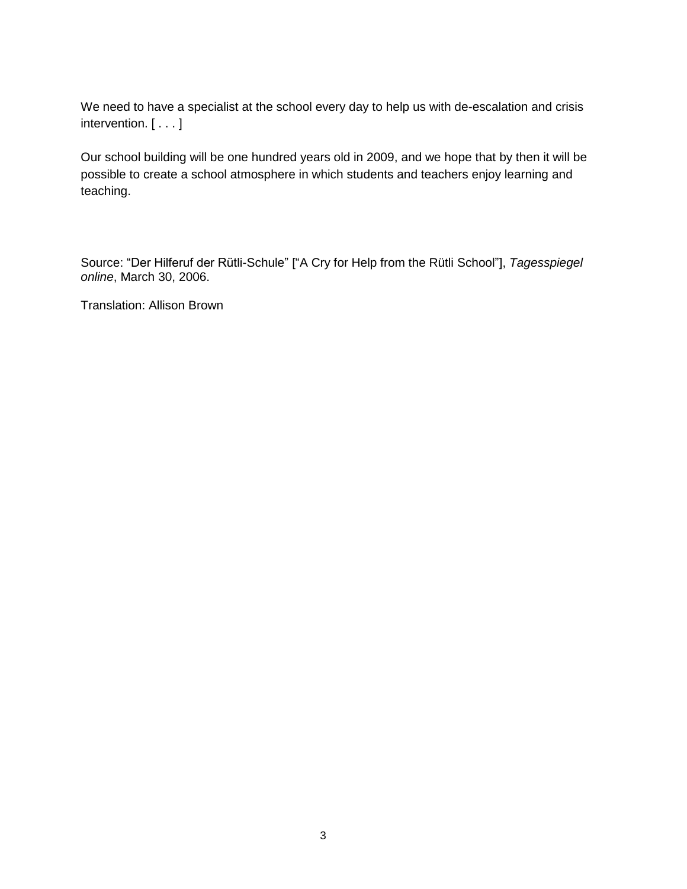We need to have a specialist at the school every day to help us with de-escalation and crisis intervention. [ . . . ]

Our school building will be one hundred years old in 2009, and we hope that by then it will be possible to create a school atmosphere in which students and teachers enjoy learning and teaching.

Source: "Der Hilferuf der Rütli-Schule" ["A Cry for Help from the Rütli School"], *Tagesspiegel online*, March 30, 2006.

Translation: Allison Brown